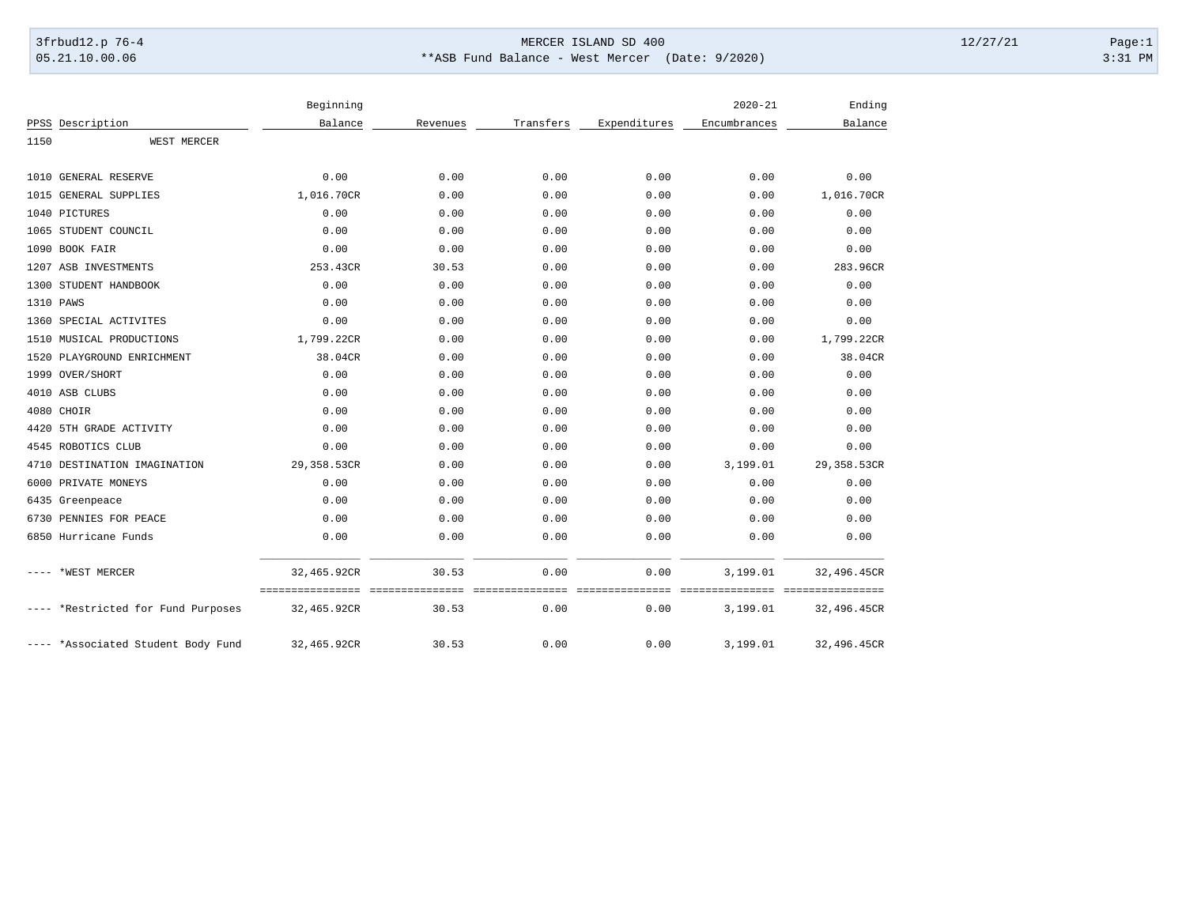MERCER ISLAND SD 400

**ASB Fund Balance - West Mercer (Date: 9/2020)

3frbud12.p 76-4 | 05.21.10.00.06 | 12/27/21 | 3:31 PM

| PPSS | Description | Beginning Balance | Revenues | Transfers | Expenditures | 2020-21 Encumbrances | Ending Balance |
|---|---|---|---|---|---|---|---|
| 1150 | WEST MERCER | | | | | | |
| 1010 | GENERAL RESERVE | 0.00 | 0.00 | 0.00 | 0.00 | 0.00 | 0.00 |
| 1015 | GENERAL SUPPLIES | 1,016.70CR | 0.00 | 0.00 | 0.00 | 0.00 | 1,016.70CR |
| 1040 | PICTURES | 0.00 | 0.00 | 0.00 | 0.00 | 0.00 | 0.00 |
| 1065 | STUDENT COUNCIL | 0.00 | 0.00 | 0.00 | 0.00 | 0.00 | 0.00 |
| 1090 | BOOK FAIR | 0.00 | 0.00 | 0.00 | 0.00 | 0.00 | 0.00 |
| 1207 | ASB INVESTMENTS | 253.43CR | 30.53 | 0.00 | 0.00 | 0.00 | 283.96CR |
| 1300 | STUDENT HANDBOOK | 0.00 | 0.00 | 0.00 | 0.00 | 0.00 | 0.00 |
| 1310 | PAWS | 0.00 | 0.00 | 0.00 | 0.00 | 0.00 | 0.00 |
| 1360 | SPECIAL ACTIVITES | 0.00 | 0.00 | 0.00 | 0.00 | 0.00 | 0.00 |
| 1510 | MUSICAL PRODUCTIONS | 1,799.22CR | 0.00 | 0.00 | 0.00 | 0.00 | 1,799.22CR |
| 1520 | PLAYGROUND ENRICHMENT | 38.04CR | 0.00 | 0.00 | 0.00 | 0.00 | 38.04CR |
| 1999 | OVER/SHORT | 0.00 | 0.00 | 0.00 | 0.00 | 0.00 | 0.00 |
| 4010 | ASB CLUBS | 0.00 | 0.00 | 0.00 | 0.00 | 0.00 | 0.00 |
| 4080 | CHOIR | 0.00 | 0.00 | 0.00 | 0.00 | 0.00 | 0.00 |
| 4420 | 5TH GRADE ACTIVITY | 0.00 | 0.00 | 0.00 | 0.00 | 0.00 | 0.00 |
| 4545 | ROBOTICS CLUB | 0.00 | 0.00 | 0.00 | 0.00 | 0.00 | 0.00 |
| 4710 | DESTINATION IMAGINATION | 29,358.53CR | 0.00 | 0.00 | 0.00 | 3,199.01 | 29,358.53CR |
| 6000 | PRIVATE MONEYS | 0.00 | 0.00 | 0.00 | 0.00 | 0.00 | 0.00 |
| 6435 | Greenpeace | 0.00 | 0.00 | 0.00 | 0.00 | 0.00 | 0.00 |
| 6730 | PENNIES FOR PEACE | 0.00 | 0.00 | 0.00 | 0.00 | 0.00 | 0.00 |
| 6850 | Hurricane Funds | 0.00 | 0.00 | 0.00 | 0.00 | 0.00 | 0.00 |
| ---- | *WEST MERCER | 32,465.92CR | 30.53 | 0.00 | 0.00 | 3,199.01 | 32,496.45CR |
| ---- | *Restricted for Fund Purposes | 32,465.92CR | 30.53 | 0.00 | 0.00 | 3,199.01 | 32,496.45CR |
| ---- | *Associated Student Body Fund | 32,465.92CR | 30.53 | 0.00 | 0.00 | 3,199.01 | 32,496.45CR |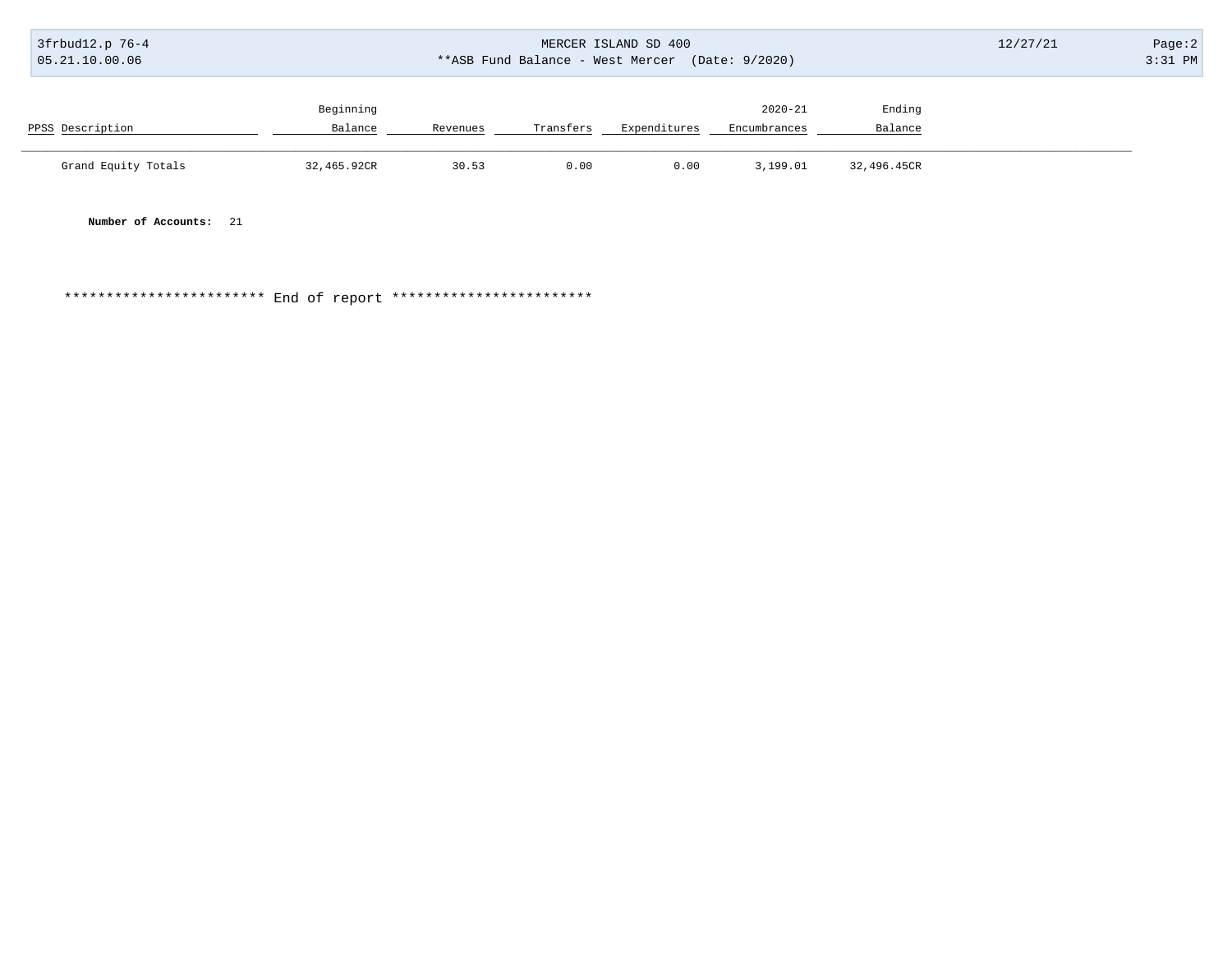| PPSS | Description | Beginning Balance | Revenues | Transfers | Expenditures | 2020-21 Encumbrances | Ending Balance |
|---|---|---|---|---|---|---|---|
| | Grand Equity Totals | 32,465.92CR | 30.53 | 0.00 | 0.00 | 3,199.01 | 32,496.45CR |

**Number of Accounts:** 21

************************ End of report ************************